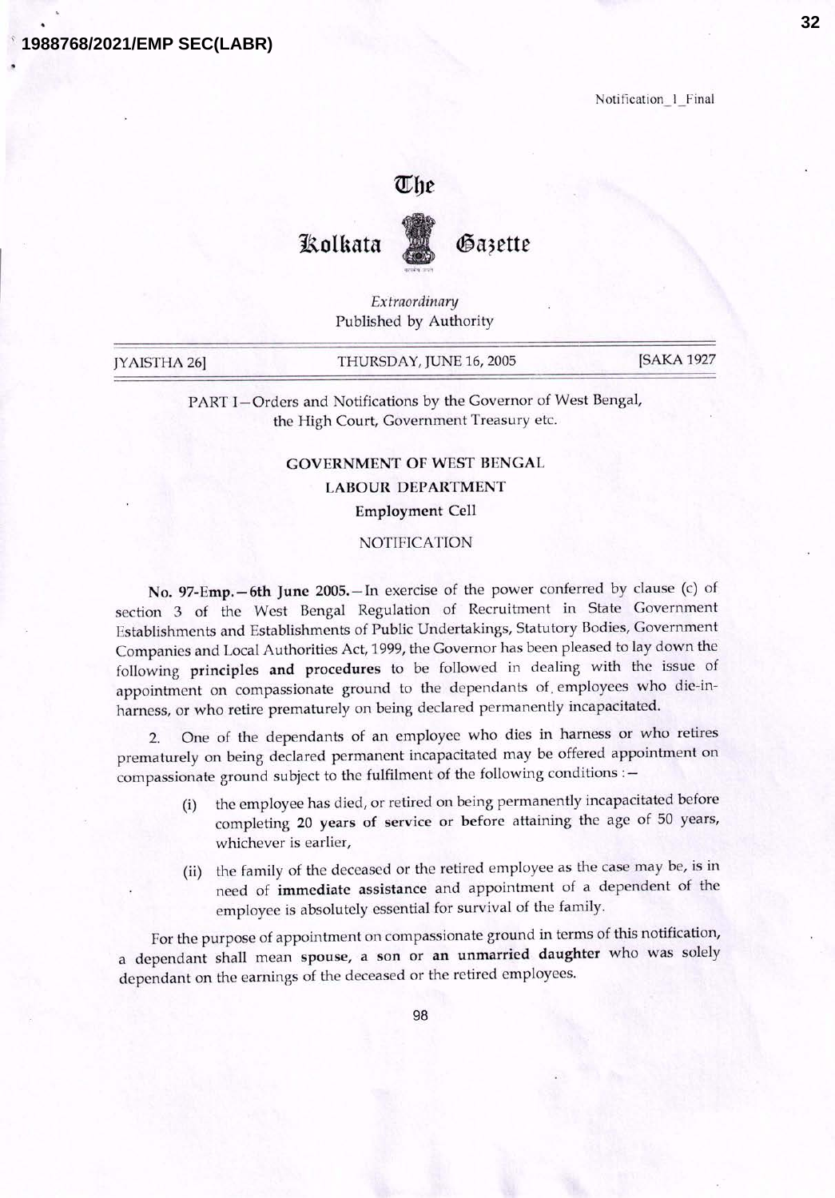# The Kolkata Gazette

*Extraordinary*
Published by Authority

[JYAISTHA 26] THURSDAY, JUNE 16, 2005 [SAKA 1927

PART I—Orders and Notifications by the Governor of West Bengal, the High Court, Government Treasury etc.

## GOVERNMENT OF WEST BENGAL
## LABOUR DEPARTMENT
### Employment Cell

### NOTIFICATION

**No. 97-Emp.—6th June 2005.**—In exercise of the power conferred by clause (c) of section 3 of the West Bengal Regulation of Recruitment in State Government Establishments and Establishments of Public Undertakings, Statutory Bodies, Government Companies and Local Authorities Act, 1999, the Governor has been pleased to lay down the following **principles and procedures** to be followed in dealing with the issue of appointment on compassionate ground to the dependants of employees who die-in-harness, or who retire prematurely on being declared permanently incapacitated.

2. One of the dependants of an employee who dies in harness or who retires prematurely on being declared permanent incapacitated may be offered appointment on compassionate ground subject to the fulfilment of the following conditions :—

   (i) the employee has died, or retired on being permanently incapacitated before completing **20 years of service** or **before** attaining the age of 50 years, whichever is earlier,

   (ii) the family of the deceased or the retired employee as the case may be, is in need of **immediate assistance** and appointment of a dependent of the employee is absolutely essential for survival of the family.

For the purpose of appointment on compassionate ground in terms of this notification, a dependant shall mean **spouse, a son** or **an unmarried daughter** who was solely dependant on the earnings of the deceased or the retired employees.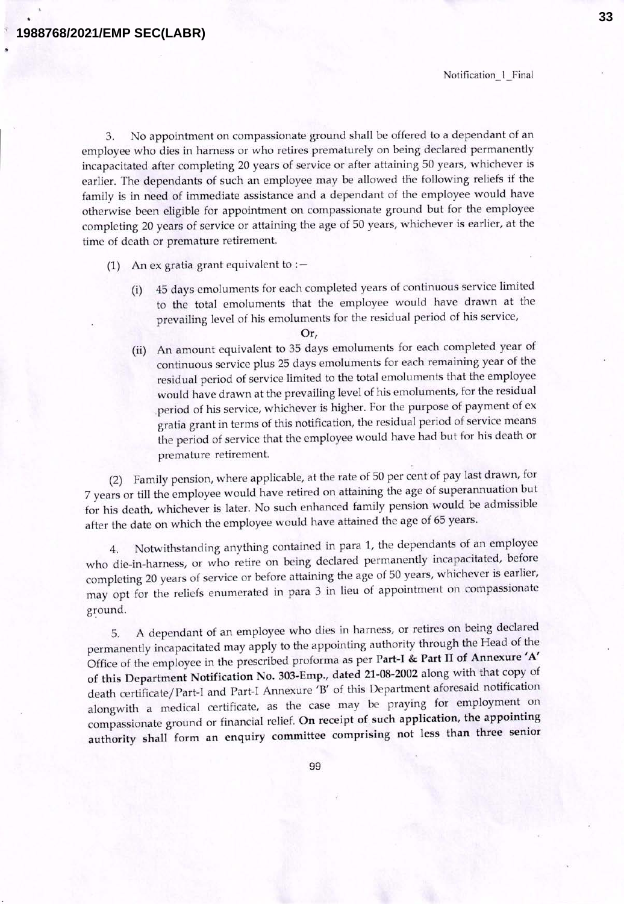3. No appointment on compassionate ground shall be offered to a dependant of an employee who dies in harness or who retires prematurely on being declared permanently incapacitated after completing 20 years of service or after attaining 50 years, whichever is earlier. The dependants of such an employee may be allowed the following reliefs if the family is in need of immediate assistance and a dependant of the employee would have otherwise been eligible for appointment on compassionate ground but for the employee completing 20 years of service or attaining the age of 50 years, whichever is earlier, at the time of death or premature retirement.

(1) An ex gratia grant equivalent to :—

(i) 45 days emoluments for each completed years of continuous service limited to the total emoluments that the employee would have drawn at the prevailing level of his emoluments for the residual period of his service,

Or,

(ii) An amount equivalent to 35 days emoluments for each completed year of continuous service plus 25 days emoluments for each remaining year of the residual period of service limited to the total emoluments that the employee would have drawn at the prevailing level of his emoluments, for the residual period of his service, whichever is higher. For the purpose of payment of ex gratia grant in terms of this notification, the residual period of service means the period of service that the employee would have had but for his death or premature retirement.

(2) Family pension, where applicable, at the rate of 50 per cent of pay last drawn, for 7 years or till the employee would have retired on attaining the age of superannuation but for his death, whichever is later. No such enhanced family pension would be admissible after the date on which the employee would have attained the age of 65 years.

4. Notwithstanding anything contained in para 1, the dependants of an employee who die-in-harness, or who retire on being declared permanently incapacitated, before completing 20 years of service or before attaining the age of 50 years, whichever is earlier, may opt for the reliefs enumerated in para 3 in lieu of appointment on compassionate ground.

5. A dependant of an employee who dies in harness, or retires on being declared permanently incapacitated may apply to the appointing authority through the Head of the Office of the employee in the prescribed proforma as per **Part-I & Part II of Annexure 'A' of this Department Notification No. 303-Emp., dated 21-08-2002** along with that copy of death certificate/Part-I and Part-I Annexure 'B' of this Department aforesaid notification alongwith a medical certificate, as the case may be praying for employment on compassionate ground or financial relief. **On receipt of such application, the appointing authority shall form an enquiry committee comprising not less than three senior**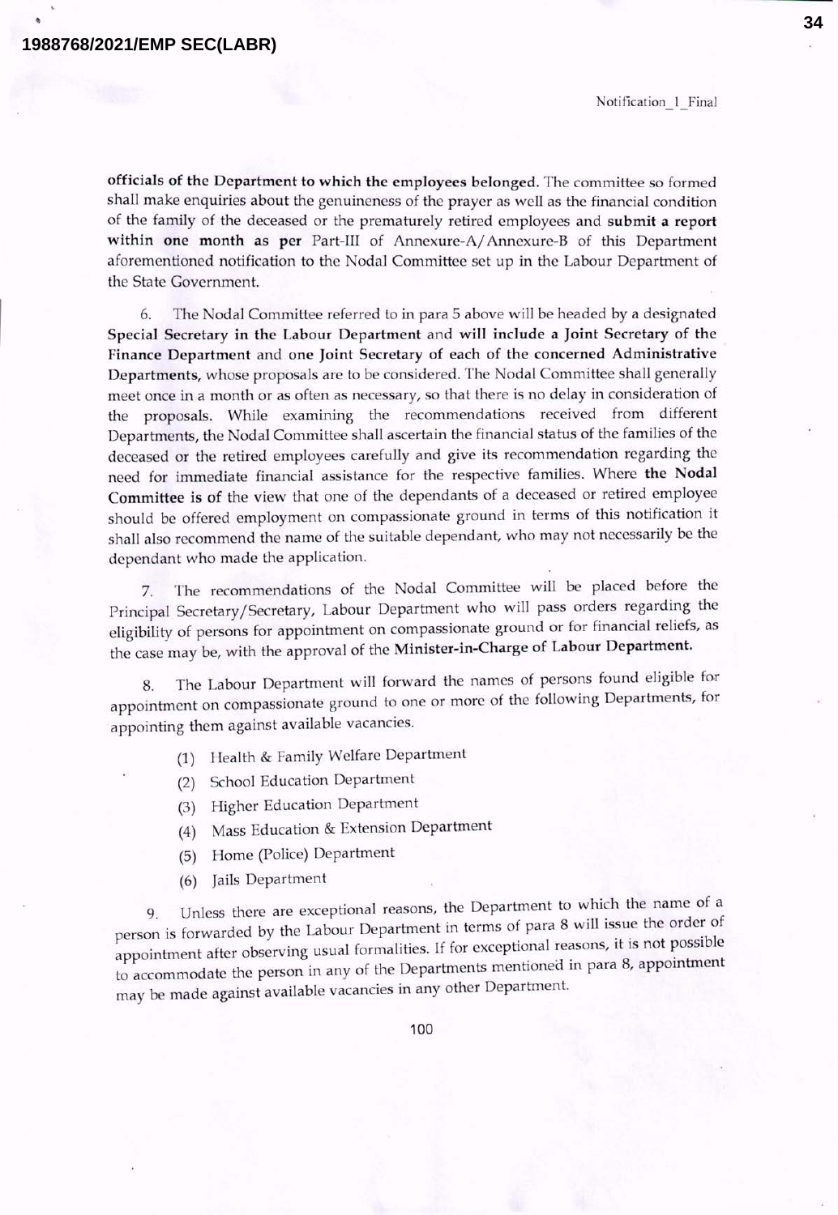**officials of the Department to which the employees belonged.** The committee so formed shall make enquiries about the genuineness of the prayer as well as the financial condition of the family of the deceased or the prematurely retired employees and **submit a report within one month as per** Part-III of Annexure-A/Annexure-B of this Department aforementioned notification to the Nodal Committee set up in the Labour Department of the State Government.

6. The Nodal Committee referred to in para 5 above will be headed by a designated **Special Secretary in the Labour Department** and **will include a Joint Secretary** of the **Finance Department** and one **Joint Secretary of each of the concerned Administrative Departments,** whose proposals are to be considered. The Nodal Committee shall generally meet once in a month or as often as necessary, so that there is no delay in consideration of the proposals. While examining the recommendations received from different Departments, the Nodal Committee shall ascertain the financial status of the families of the deceased or the retired employees carefully and give its recommendation regarding the need for immediate financial assistance for the respective families. Where **the Nodal Committee is of** the view that one of the dependants of a deceased or retired employee should be offered employment on compassionate ground in terms of this notification it shall also recommend the name of the suitable dependant, who may not necessarily be the dependant who made the application.

7. The recommendations of the Nodal Committee will be placed before the Principal Secretary/Secretary, Labour Department who will pass orders regarding the eligibility of persons for appointment on compassionate ground or for financial reliefs, as the case may be, with the approval of the **Minister-in-Charge of Labour Department.**

8. The Labour Department will forward the names of persons found eligible for appointment on compassionate ground to one or more of the following Departments, for appointing them against available vacancies.

(1) Health & Family Welfare Department
(2) School Education Department
(3) Higher Education Department
(4) Mass Education & Extension Department
(5) Home (Police) Department
(6) Jails Department

9. Unless there are exceptional reasons, the Department to which the name of a person is forwarded by the Labour Department in terms of para 8 will issue the order of appointment after observing usual formalities. If for exceptional reasons, it is not possible to accommodate the person in any of the Departments mentioned in para 8, appointment may be made against available vacancies in any other Department.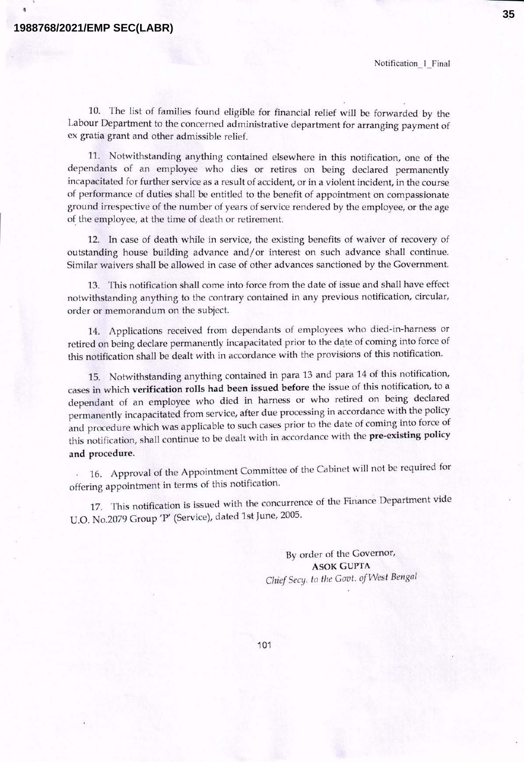10. The list of families found eligible for financial relief will be forwarded by the Labour Department to the concerned administrative department for arranging payment of ex gratia grant and other admissible relief.

11. Notwithstanding anything contained elsewhere in this notification, one of the dependants of an employee who dies or retires on being declared permanently incapacitated for further service as a result of accident, or in a violent incident, in the course of performance of duties shall be entitled to the benefit of appointment on compassionate ground irrespective of the number of years of service rendered by the employee, or the age of the employee, at the time of death or retirement.

12. In case of death while in service, the existing benefits of waiver of recovery of outstanding house building advance and/or interest on such advance shall continue. Similar waivers shall be allowed in case of other advances sanctioned by the Government.

13. This notification shall come into force from the date of issue and shall have effect notwithstanding anything to the contrary contained in any previous notification, circular, order or memorandum on the subject.

14. Applications received from dependants of employees who died-in-harness or retired on being declare permanently incapacitated prior to the date of coming into force of this notification shall be dealt with in accordance with the provisions of this notification.

15. Notwithstanding anything contained in para 13 and para 14 of this notification, cases in which **verification rolls had been issued before** the issue of this notification, to a dependant of an employee who died in harness or who retired on being declared permanently incapacitated from service, after due processing in accordance with the policy and procedure which was applicable to such cases prior to the date of coming into force of this notification, shall continue to be dealt with in accordance with the **pre-existing policy and procedure.**

16. Approval of the Appointment Committee of the Cabinet will not be required for offering appointment in terms of this notification.

17. This notification is issued with the concurrence of the Finance Department vide U.O. No.2079 Group 'P' (Service), dated 1st June, 2005.

By order of the Governor,
**ASOK GUPTA**
*Chief Secy. to the Govt. of West Bengal*